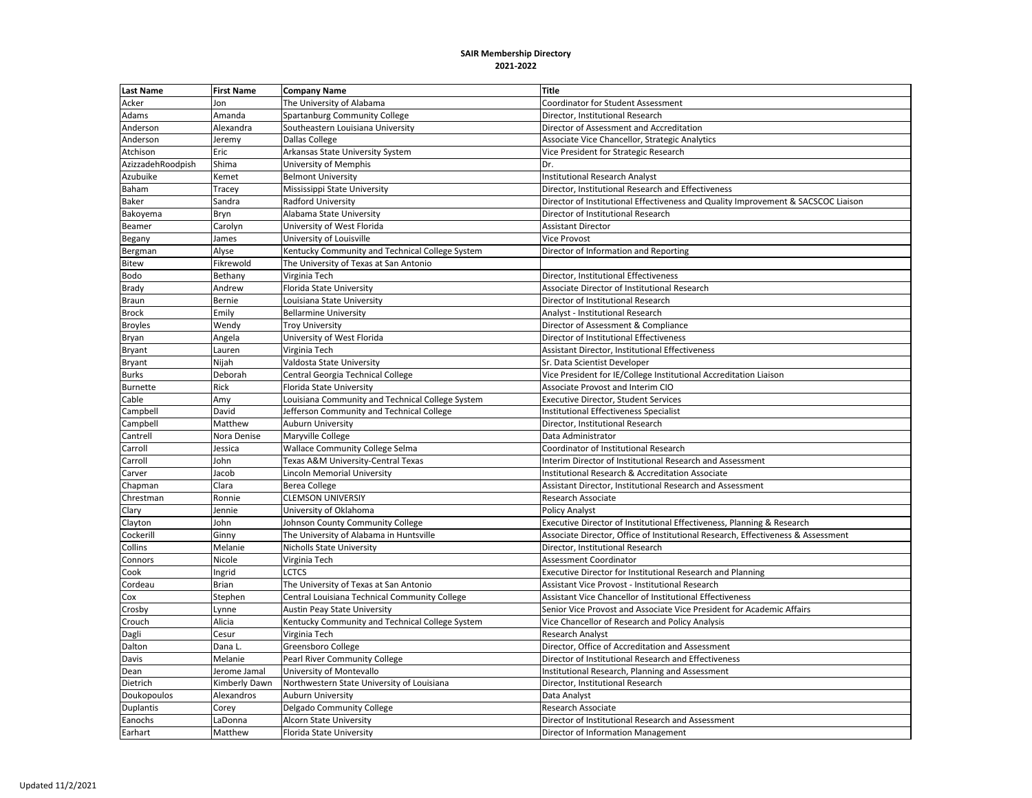**SAIR Membership Directory**
**2021-2022**

| Last Name | First Name | Company Name | Title |
|---|---|---|---|
| Acker | Jon | The University of Alabama | Coordinator for Student Assessment |
| Adams | Amanda | Spartanburg Community College | Director, Institutional Research |
| Anderson | Alexandra | Southeastern Louisiana University | Director of Assessment and Accreditation |
| Anderson | Jeremy | Dallas College | Associate Vice Chancellor, Strategic Analytics |
| Atchison | Eric | Arkansas State University System | Vice President for Strategic Research |
| AzizzadehRoodpish | Shima | University of Memphis | Dr. |
| Azubuike | Kemet | Belmont University | Institutional Research Analyst |
| Baham | Tracey | Mississippi State University | Director, Institutional Research and Effectiveness |
| Baker | Sandra | Radford University | Director of Institutional Effectiveness and Quality Improvement & SACSCOC Liaison |
| Bakoyema | Bryn | Alabama State University | Director of Institutional Research |
| Beamer | Carolyn | University of West Florida | Assistant Director |
| Begany | James | University of Louisville | Vice Provost |
| Bergman | Alyse | Kentucky Community and Technical College System | Director of Information and Reporting |
| Bitew | Fikrewold | The University of Texas at San Antonio | |
| Bodo | Bethany | Virginia Tech | Director, Institutional Effectiveness |
| Brady | Andrew | Florida State University | Associate Director of Institutional Research |
| Braun | Bernie | Louisiana State University | Director of Institutional Research |
| Brock | Emily | Bellarmine University | Analyst - Institutional Research |
| Broyles | Wendy | Troy University | Director of Assessment & Compliance |
| Bryan | Angela | University of West Florida | Director of Institutional Effectiveness |
| Bryant | Lauren | Virginia Tech | Assistant Director, Institutional Effectiveness |
| Bryant | Nijah | Valdosta State University | Sr. Data Scientist Developer |
| Burks | Deborah | Central Georgia Technical College | Vice President for IE/College Institutional Accreditation Liaison |
| Burnette | Rick | Florida State University | Associate Provost and Interim CIO |
| Cable | Amy | Louisiana Community and Technical College System | Executive Director, Student Services |
| Campbell | David | Jefferson Community and Technical College | Institutional Effectiveness Specialist |
| Campbell | Matthew | Auburn University | Director, Institutional Research |
| Cantrell | Nora Denise | Maryville College | Data Administrator |
| Carroll | Jessica | Wallace Community College Selma | Coordinator of Institutional Research |
| Carroll | John | Texas A&M University-Central Texas | Interim Director of Institutional Research and Assessment |
| Carver | Jacob | Lincoln Memorial University | Institutional Research & Accreditation Associate |
| Chapman | Clara | Berea College | Assistant Director, Institutional Research and Assessment |
| Chrestman | Ronnie | CLEMSON UNIVERSIY | Research Associate |
| Clary | Jennie | University of Oklahoma | Policy Analyst |
| Clayton | John | Johnson County Community College | Executive Director of Institutional Effectiveness, Planning & Research |
| Cockerill | Ginny | The University of Alabama in Huntsville | Associate Director, Office of Institutional Research, Effectiveness & Assessment |
| Collins | Melanie | Nicholls State University | Director, Institutional Research |
| Connors | Nicole | Virginia Tech | Assessment Coordinator |
| Cook | Ingrid | LCTCS | Executive Director for Institutional Research and Planning |
| Cordeau | Brian | The University of Texas at San Antonio | Assistant Vice Provost - Institutional Research |
| Cox | Stephen | Central Louisiana Technical Community College | Assistant Vice Chancellor of Institutional Effectiveness |
| Crosby | Lynne | Austin Peay State University | Senior Vice Provost and Associate Vice President for Academic Affairs |
| Crouch | Alicia | Kentucky Community and Technical College System | Vice Chancellor of Research and Policy Analysis |
| Dagli | Cesur | Virginia Tech | Research Analyst |
| Dalton | Dana L. | Greensboro College | Director, Office of Accreditation and Assessment |
| Davis | Melanie | Pearl River Community College | Director of Institutional Research and Effectiveness |
| Dean | Jerome Jamal | University of Montevallo | Institutional Research, Planning and Assessment |
| Dietrich | Kimberly Dawn | Northwestern State University of Louisiana | Director, Institutional Research |
| Doukopoulos | Alexandros | Auburn University | Data Analyst |
| Duplantis | Corey | Delgado Community College | Research Associate |
| Eanochs | LaDonna | Alcorn State University | Director of Institutional Research and Assessment |
| Earhart | Matthew | Florida State University | Director of Information Management |

Updated 11/2/2021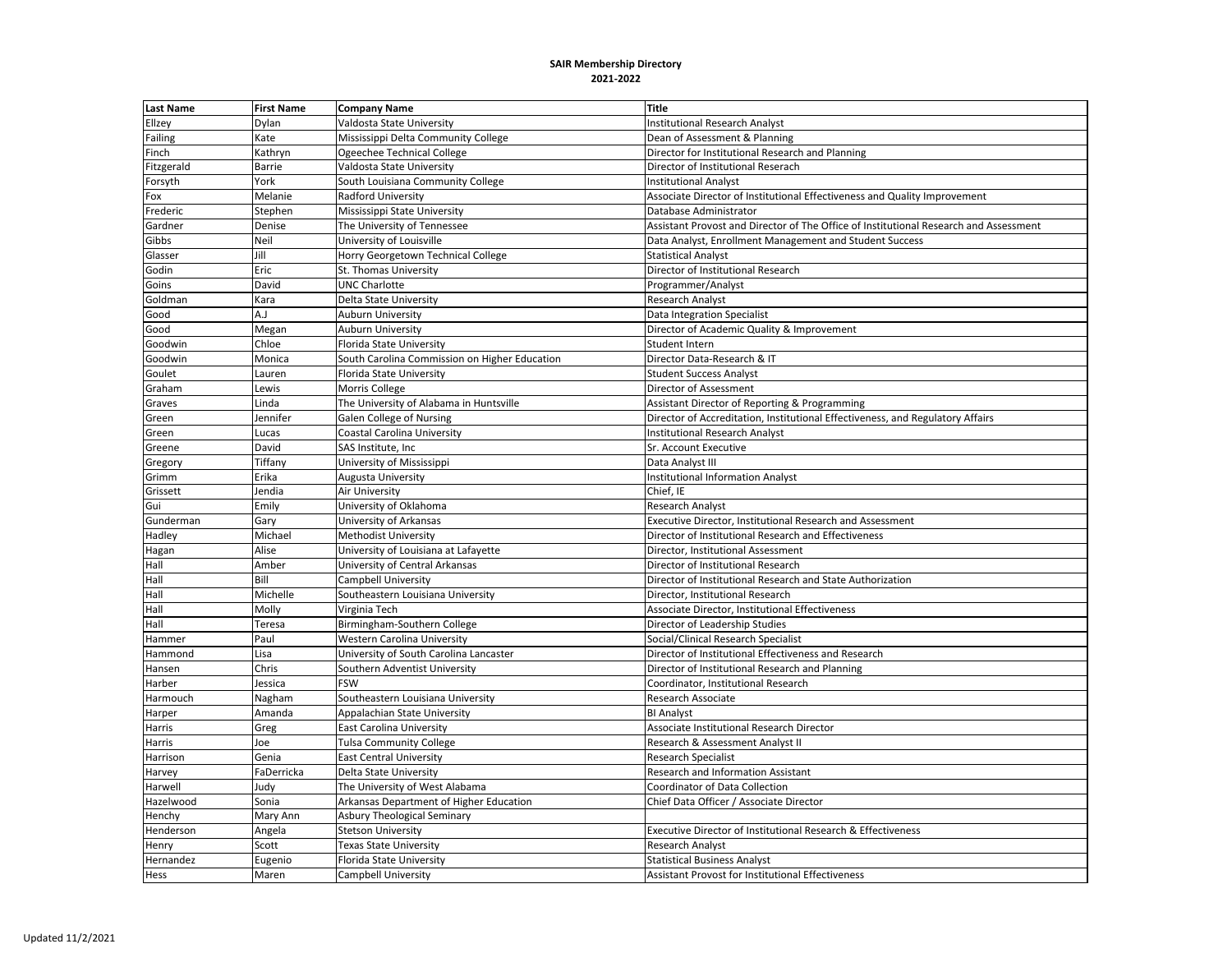**SAIR Membership Directory**
**2021-2022**

| Last Name | First Name | Company Name | Title |
|---|---|---|---|
| Ellzey | Dylan | Valdosta State University | Institutional Research Analyst |
| Failing | Kate | Mississippi Delta Community College | Dean of Assessment & Planning |
| Finch | Kathryn | Ogeechee Technical College | Director for Institutional Research and Planning |
| Fitzgerald | Barrie | Valdosta State University | Director of Institutional Reserach |
| Forsyth | York | South Louisiana Community College | Institutional Analyst |
| Fox | Melanie | Radford University | Associate Director of Institutional Effectiveness and Quality Improvement |
| Frederic | Stephen | Mississippi State University | Database Administrator |
| Gardner | Denise | The University of Tennessee | Assistant Provost and Director of The Office of Institutional Research and Assessment |
| Gibbs | Neil | University of Louisville | Data Analyst, Enrollment Management and Student Success |
| Glasser | Jill | Horry Georgetown Technical College | Statistical Analyst |
| Godin | Eric | St. Thomas University | Director of Institutional Research |
| Goins | David | UNC Charlotte | Programmer/Analyst |
| Goldman | Kara | Delta State University | Research Analyst |
| Good | A.J | Auburn University | Data Integration Specialist |
| Good | Megan | Auburn University | Director of Academic Quality & Improvement |
| Goodwin | Chloe | Florida State University | Student Intern |
| Goodwin | Monica | South Carolina Commission on Higher Education | Director Data-Research & IT |
| Goulet | Lauren | Florida State University | Student Success Analyst |
| Graham | Lewis | Morris College | Director of Assessment |
| Graves | Linda | The University of Alabama in Huntsville | Assistant Director of Reporting & Programming |
| Green | Jennifer | Galen College of Nursing | Director of Accreditation, Institutional Effectiveness, and Regulatory Affairs |
| Green | Lucas | Coastal Carolina University | Institutional Research Analyst |
| Greene | David | SAS Institute, Inc | Sr. Account Executive |
| Gregory | Tiffany | University of Mississippi | Data Analyst III |
| Grimm | Erika | Augusta University | Institutional Information Analyst |
| Grissett | Jendia | Air University | Chief, IE |
| Gui | Emily | University of Oklahoma | Research Analyst |
| Gunderman | Gary | University of Arkansas | Executive Director, Institutional Research and Assessment |
| Hadley | Michael | Methodist University | Director of Institutional Research and Effectiveness |
| Hagan | Alise | University of Louisiana at Lafayette | Director, Institutional Assessment |
| Hall | Amber | University of Central Arkansas | Director of Institutional Research |
| Hall | Bill | Campbell University | Director of Institutional Research and State Authorization |
| Hall | Michelle | Southeastern Louisiana University | Director, Institutional Research |
| Hall | Molly | Virginia Tech | Associate Director, Institutional Effectiveness |
| Hall | Teresa | Birmingham-Southern College | Director of Leadership Studies |
| Hammer | Paul | Western Carolina University | Social/Clinical Research Specialist |
| Hammond | Lisa | University of South Carolina Lancaster | Director of Institutional Effectiveness and Research |
| Hansen | Chris | Southern Adventist University | Director of Institutional Research and Planning |
| Harber | Jessica | FSW | Coordinator, Institutional Research |
| Harmouch | Nagham | Southeastern Louisiana University | Research Associate |
| Harper | Amanda | Appalachian State University | BI Analyst |
| Harris | Greg | East Carolina University | Associate Institutional Research Director |
| Harris | Joe | Tulsa Community College | Research & Assessment Analyst II |
| Harrison | Genia | East Central University | Research Specialist |
| Harvey | FaDerricka | Delta State University | Research and Information Assistant |
| Harwell | Judy | The University of West Alabama | Coordinator of Data Collection |
| Hazelwood | Sonia | Arkansas Department of Higher Education | Chief Data Officer / Associate Director |
| Henchy | Mary Ann | Asbury Theological Seminary | |
| Henderson | Angela | Stetson University | Executive Director of Institutional Research & Effectiveness |
| Henry | Scott | Texas State University | Research Analyst |
| Hernandez | Eugenio | Florida State University | Statistical Business Analyst |
| Hess | Maren | Campbell University | Assistant Provost for Institutional Effectiveness |

Updated 11/2/2021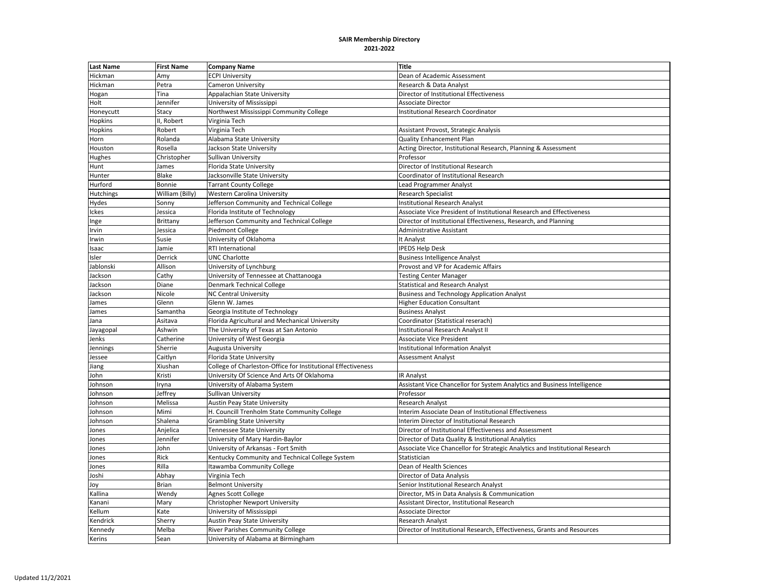**SAIR Membership Directory**
**2021-2022**

| Last Name | First Name | Company Name | Title |
|---|---|---|---|
| Hickman | Amy | ECPI University | Dean of Academic Assessment |
| Hickman | Petra | Cameron University | Research & Data Analyst |
| Hogan | Tina | Appalachian State University | Director of Institutional Effectiveness |
| Holt | Jennifer | University of Mississippi | Associate Director |
| Honeycutt | Stacy | Northwest Mississippi Community College | Institutional Research Coordinator |
| Hopkins | II, Robert | Virginia Tech | |
| Hopkins | Robert | Virginia Tech | Assistant Provost, Strategic Analysis |
| Horn | Rolanda | Alabama State University | Quality Enhancement Plan |
| Houston | Rosella | Jackson State University | Acting Director, Institutional Research, Planning & Assessment |
| Hughes | Christopher | Sullivan University | Professor |
| Hunt | James | Florida State University | Director of Institutional Research |
| Hunter | Blake | Jacksonville State University | Coordinator of Institutional Research |
| Hurford | Bonnie | Tarrant County College | Lead Programmer Analyst |
| Hutchings | William (Billy) | Western Carolina University | Research Specialist |
| Hydes | Sonny | Jefferson Community and Technical College | Institutional Research Analyst |
| Ickes | Jessica | Florida Institute of Technology | Associate Vice President of Institutional Research and Effectiveness |
| Inge | Brittany | Jefferson Community and Technical College | Director of Institutional Effectiveness, Research, and Planning |
| Irvin | Jessica | Piedmont College | Administrative Assistant |
| Irwin | Susie | University of Oklahoma | It Analyst |
| Isaac | Jamie | RTI International | IPEDS Help Desk |
| Isler | Derrick | UNC Charlotte | Business Intelligence Analyst |
| Jablonski | Allison | University of Lynchburg | Provost and VP for Academic Affairs |
| Jackson | Cathy | University of Tennessee at Chattanooga | Testing Center Manager |
| Jackson | Diane | Denmark Technical College | Statistical and Research Analyst |
| Jackson | Nicole | NC Central University | Business and Technology Application Analyst |
| James | Glenn | Glenn W. James | Higher Education Consultant |
| James | Samantha | Georgia Institute of Technology | Business Analyst |
| Jana | Asitava | Florida Agricultural and Mechanical University | Coordinator (Statistical reserach) |
| Jayagopal | Ashwin | The University of Texas at San Antonio | Institutional Research Analyst II |
| Jenks | Catherine | University of West Georgia | Associate Vice President |
| Jennings | Sherrie | Augusta University | Institutional Information Analyst |
| Jessee | Caitlyn | Florida State University | Assessment Analyst |
| Jiang | Xiushan | College of Charleston-Office for Institutional Effectiveness | |
| John | Kristi | University Of Science And Arts Of Oklahoma | IR Analyst |
| Johnson | Iryna | University of Alabama System | Assistant Vice Chancellor for System Analytics and Business Intelligence |
| Johnson | Jeffrey | Sullivan University | Professor |
| Johnson | Melissa | Austin Peay State University | Research Analyst |
| Johnson | Mimi | H. Councill Trenholm State Community College | Interim Associate Dean of Institutional Effectiveness |
| Johnson | Shalena | Grambling State University | Interim Director of Institutional Research |
| Jones | Anjelica | Tennessee State University | Director of Institutional Effectiveness and Assessment |
| Jones | Jennifer | University of Mary Hardin-Baylor | Director of Data Quality & Institutional Analytics |
| Jones | John | University of Arkansas - Fort Smith | Associate Vice Chancellor for Strategic Analytics and Institutional Research |
| Jones | Rick | Kentucky Community and Technical College System | Statistician |
| Jones | Rilla | Itawamba Community College | Dean of Health Sciences |
| Joshi | Abhay | Virginia Tech | Director of Data Analysis |
| Joy | Brian | Belmont University | Senior Institutional Research Analyst |
| Kallina | Wendy | Agnes Scott College | Director, MS in Data Analysis & Communication |
| Kanani | Mary | Christopher Newport University | Assistant Director, Institutional Research |
| Kellum | Kate | University of Mississippi | Associate Director |
| Kendrick | Sherry | Austin Peay State University | Research Analyst |
| Kennedy | Melba | River Parishes Community College | Director of Institutional Research, Effectiveness, Grants and Resources |
| Kerins | Sean | University of Alabama at Birmingham | |

Updated 11/2/2021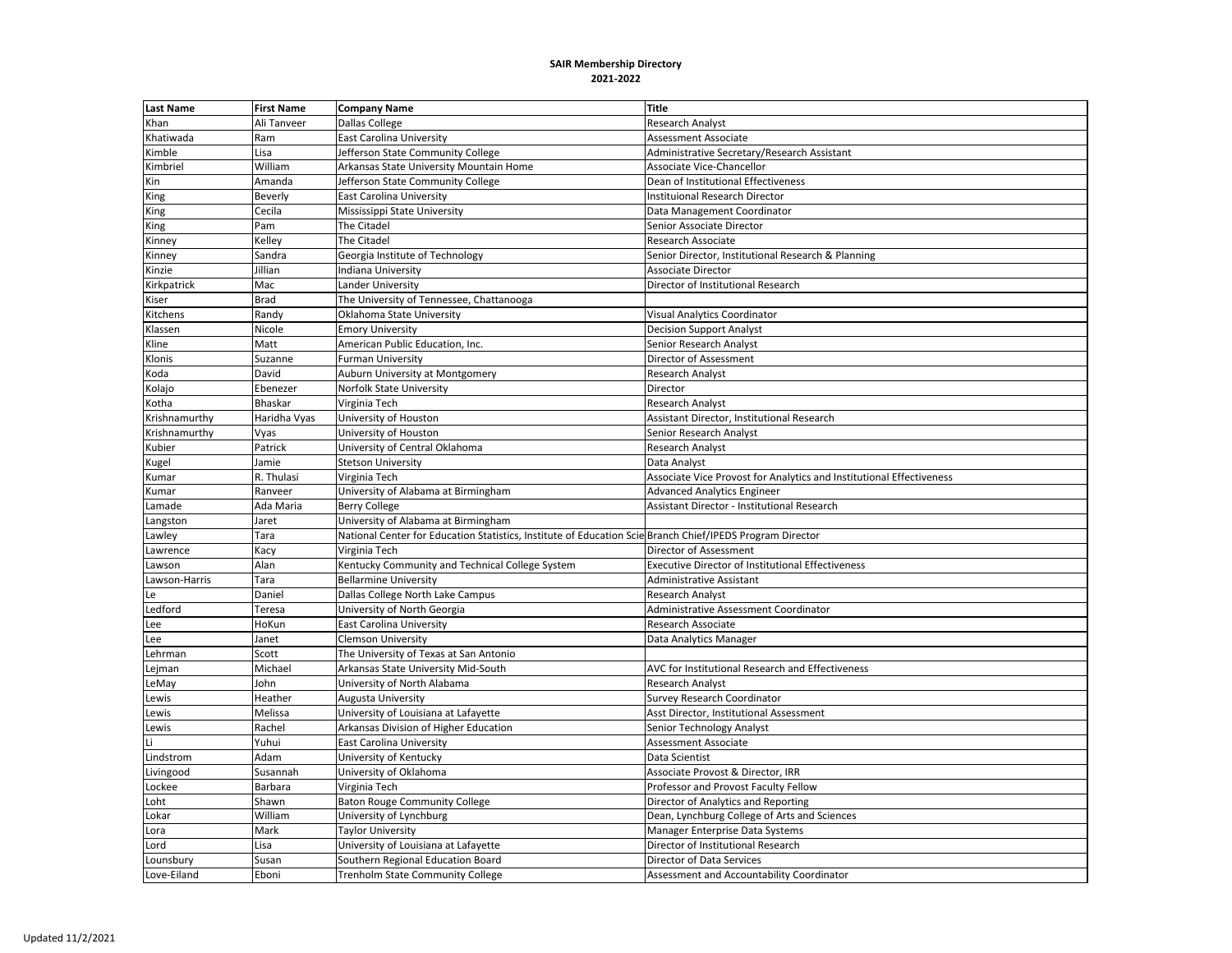**SAIR Membership Directory**
**2021-2022**

| Last Name | First Name | Company Name | Title |
|---|---|---|---|
| Khan | Ali Tanveer | Dallas College | Research Analyst |
| Khatiwada | Ram | East Carolina University | Assessment Associate |
| Kimble | Lisa | Jefferson State Community College | Administrative Secretary/Research Assistant |
| Kimbriel | William | Arkansas State University Mountain Home | Associate Vice-Chancellor |
| Kin | Amanda | Jefferson State Community College | Dean of Institutional Effectiveness |
| King | Beverly | East Carolina University | Instituional Research Director |
| King | Cecila | Mississippi State University | Data Management Coordinator |
| King | Pam | The Citadel | Senior Associate Director |
| Kinney | Kelley | The Citadel | Research Associate |
| Kinney | Sandra | Georgia Institute of Technology | Senior Director, Institutional Research & Planning |
| Kinzie | Jillian | Indiana University | Associate Director |
| Kirkpatrick | Mac | Lander University | Director of Institutional Research |
| Kiser | Brad | The University of Tennessee, Chattanooga | |
| Kitchens | Randy | Oklahoma State University | Visual Analytics Coordinator |
| Klassen | Nicole | Emory University | Decision Support Analyst |
| Kline | Matt | American Public Education, Inc. | Senior Research Analyst |
| Klonis | Suzanne | Furman University | Director of Assessment |
| Koda | David | Auburn University at Montgomery | Research Analyst |
| Kolajo | Ebenezer | Norfolk State University | Director |
| Kotha | Bhaskar | Virginia Tech | Research Analyst |
| Krishnamurthy | Haridha Vyas | University of Houston | Assistant Director, Institutional Research |
| Krishnamurthy | Vyas | University of Houston | Senior Research Analyst |
| Kubier | Patrick | University of Central Oklahoma | Research Analyst |
| Kugel | Jamie | Stetson University | Data Analyst |
| Kumar | R. Thulasi | Virginia Tech | Associate Vice Provost for Analytics and Institutional Effectiveness |
| Kumar | Ranveer | University of Alabama at Birmingham | Advanced Analytics Engineer |
| Lamade | Ada Maria | Berry College | Assistant Director - Institutional Research |
| Langston | Jaret | University of Alabama at Birmingham | |
| Lawley | Tara | National Center for Education Statistics, Institute of Education Scie | Branch Chief/IPEDS Program Director |
| Lawrence | Kacy | Virginia Tech | Director of Assessment |
| Lawson | Alan | Kentucky Community and Technical College System | Executive Director of Institutional Effectiveness |
| Lawson-Harris | Tara | Bellarmine University | Administrative Assistant |
| Le | Daniel | Dallas College North Lake Campus | Research Analyst |
| Ledford | Teresa | University of North Georgia | Administrative Assessment Coordinator |
| Lee | HoKun | East Carolina University | Research Associate |
| Lee | Janet | Clemson University | Data Analytics Manager |
| Lehrman | Scott | The University of Texas at San Antonio | |
| Lejman | Michael | Arkansas State University Mid-South | AVC for Institutional Research and Effectiveness |
| LeMay | John | University of North Alabama | Research Analyst |
| Lewis | Heather | Augusta University | Survey Research Coordinator |
| Lewis | Melissa | University of Louisiana at Lafayette | Asst Director, Institutional Assessment |
| Lewis | Rachel | Arkansas Division of Higher Education | Senior Technology Analyst |
| Li | Yuhui | East Carolina University | Assessment Associate |
| Lindstrom | Adam | University of Kentucky | Data Scientist |
| Livingood | Susannah | University of Oklahoma | Associate Provost & Director, IRR |
| Lockee | Barbara | Virginia Tech | Professor and Provost Faculty Fellow |
| Loht | Shawn | Baton Rouge Community College | Director of Analytics and Reporting |
| Lokar | William | University of Lynchburg | Dean, Lynchburg College of Arts and Sciences |
| Lora | Mark | Taylor University | Manager Enterprise Data Systems |
| Lord | Lisa | University of Louisiana at Lafayette | Director of Institutional Research |
| Lounsbury | Susan | Southern Regional Education Board | Director of Data Services |
| Love-Eiland | Eboni | Trenholm State Community College | Assessment and Accountability Coordinator |

Updated 11/2/2021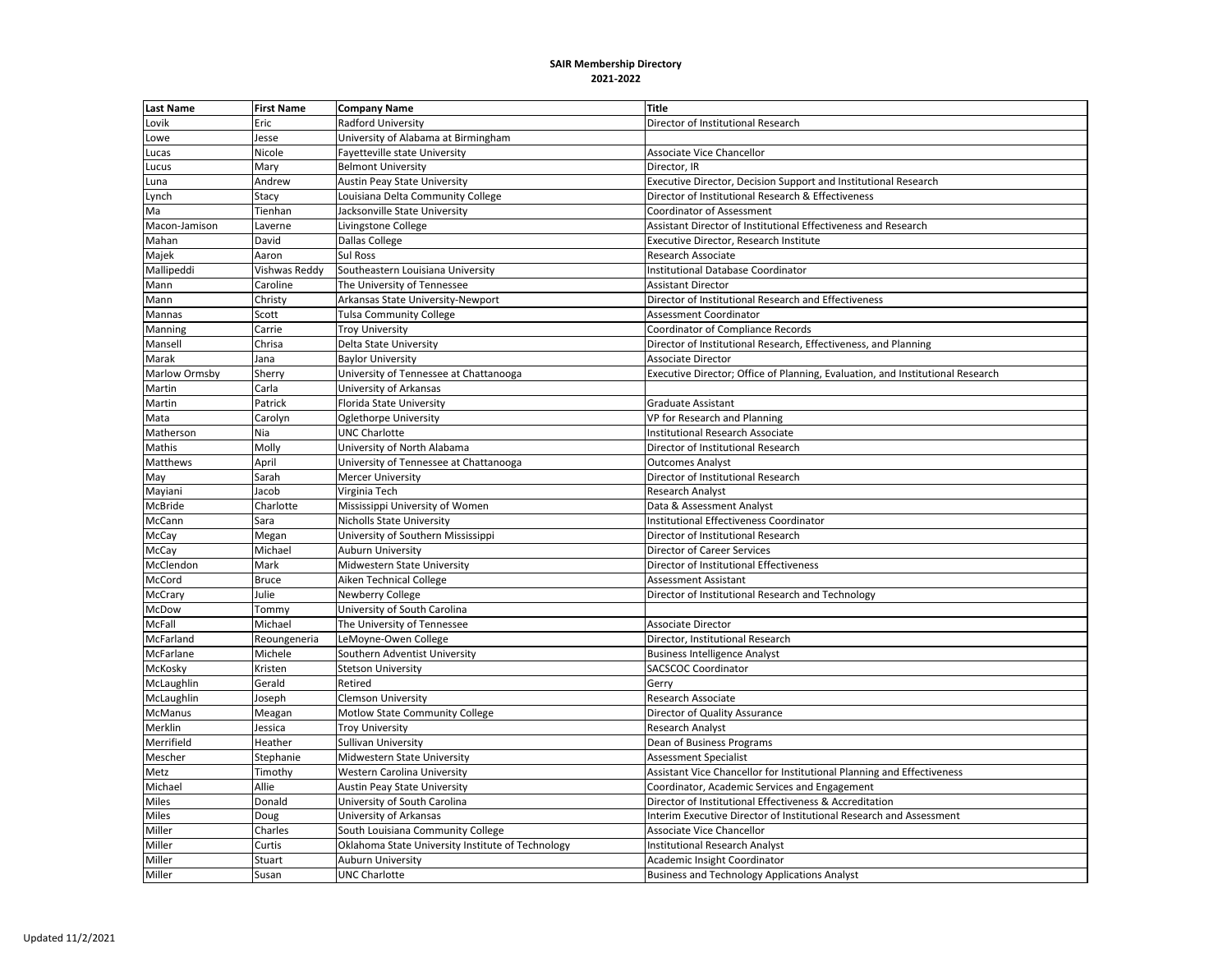**SAIR Membership Directory**
**2021-2022**

| Last Name | First Name | Company Name | Title |
|---|---|---|---|
| Lovik | Eric | Radford University | Director of Institutional Research |
| Lowe | Jesse | University of Alabama at Birmingham | |
| Lucas | Nicole | Fayetteville state University | Associate Vice Chancellor |
| Lucus | Mary | Belmont University | Director, IR |
| Luna | Andrew | Austin Peay State University | Executive Director, Decision Support and Institutional Research |
| Lynch | Stacy | Louisiana Delta Community College | Director of Institutional Research & Effectiveness |
| Ma | Tienhan | Jacksonville State University | Coordinator of Assessment |
| Macon-Jamison | Laverne | Livingstone College | Assistant Director of Institutional Effectiveness and Research |
| Mahan | David | Dallas College | Executive Director, Research Institute |
| Majek | Aaron | Sul Ross | Research Associate |
| Mallipeddi | Vishwas Reddy | Southeastern Louisiana University | Institutional Database Coordinator |
| Mann | Caroline | The University of Tennessee | Assistant Director |
| Mann | Christy | Arkansas State University-Newport | Director of Institutional Research and Effectiveness |
| Mannas | Scott | Tulsa Community College | Assessment Coordinator |
| Manning | Carrie | Troy University | Coordinator of Compliance Records |
| Mansell | Chrisa | Delta State University | Director of Institutional Research, Effectiveness, and Planning |
| Marak | Jana | Baylor University | Associate Director |
| Marlow Ormsby | Sherry | University of Tennessee at Chattanooga | Executive Director; Office of Planning, Evaluation, and Institutional Research |
| Martin | Carla | University of Arkansas | |
| Martin | Patrick | Florida State University | Graduate Assistant |
| Mata | Carolyn | Oglethorpe University | VP for Research and Planning |
| Matherson | Nia | UNC Charlotte | Institutional Research Associate |
| Mathis | Molly | University of North Alabama | Director of Institutional Research |
| Matthews | April | University of Tennessee at Chattanooga | Outcomes Analyst |
| May | Sarah | Mercer University | Director of Institutional Research |
| Mayiani | Jacob | Virginia Tech | Research Analyst |
| McBride | Charlotte | Mississippi University of Women | Data & Assessment Analyst |
| McCann | Sara | Nicholls State University | Institutional Effectiveness Coordinator |
| McCay | Megan | University of Southern Mississippi | Director of Institutional Research |
| McCay | Michael | Auburn University | Director of Career Services |
| McClendon | Mark | Midwestern State University | Director of Institutional Effectiveness |
| McCord | Bruce | Aiken Technical College | Assessment Assistant |
| McCrary | Julie | Newberry College | Director of Institutional Research and Technology |
| McDow | Tommy | University of South Carolina | |
| McFall | Michael | The University of Tennessee | Associate Director |
| McFarland | Reoungeneria | LeMoyne-Owen College | Director, Institutional Research |
| McFarlane | Michele | Southern Adventist University | Business Intelligence Analyst |
| McKosky | Kristen | Stetson University | SACSCOC Coordinator |
| McLaughlin | Gerald | Retired | Gerry |
| McLaughlin | Joseph | Clemson University | Research Associate |
| McManus | Meagan | Motlow State Community College | Director of Quality Assurance |
| Merklin | Jessica | Troy University | Research Analyst |
| Merrifield | Heather | Sullivan University | Dean of Business Programs |
| Mescher | Stephanie | Midwestern State University | Assessment Specialist |
| Metz | Timothy | Western Carolina University | Assistant Vice Chancellor for Institutional Planning and Effectiveness |
| Michael | Allie | Austin Peay State University | Coordinator, Academic Services and Engagement |
| Miles | Donald | University of South Carolina | Director of Institutional Effectiveness & Accreditation |
| Miles | Doug | University of Arkansas | Interim Executive Director of Institutional Research and Assessment |
| Miller | Charles | South Louisiana Community College | Associate Vice Chancellor |
| Miller | Curtis | Oklahoma State University Institute of Technology | Institutional Research Analyst |
| Miller | Stuart | Auburn University | Academic Insight Coordinator |
| Miller | Susan | UNC Charlotte | Business and Technology Applications Analyst |

Updated 11/2/2021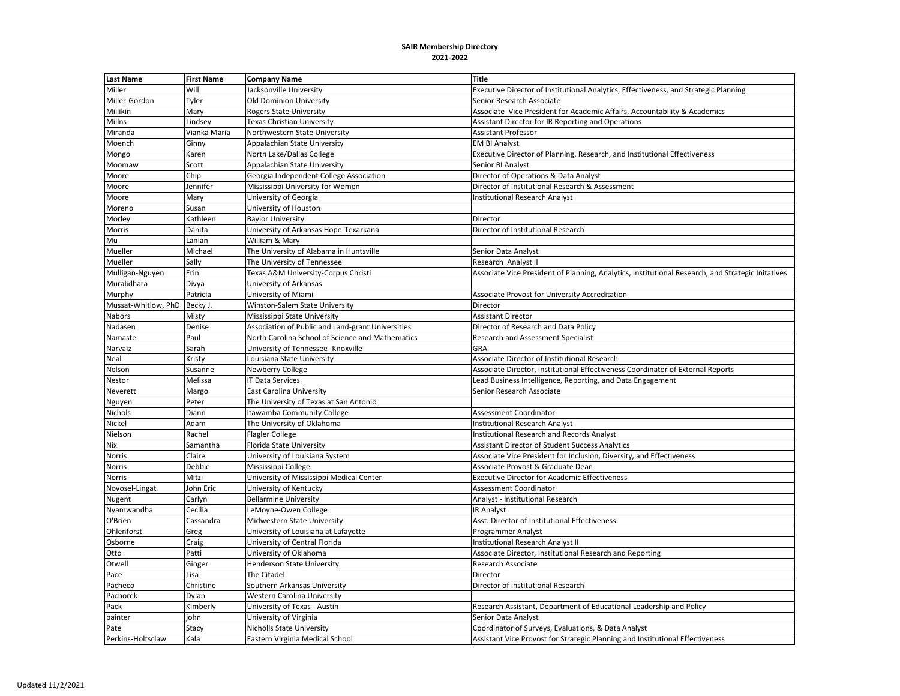**SAIR Membership Directory**
**2021-2022**

| Last Name | First Name | Company Name | Title |
|---|---|---|---|
| Miller | Will | Jacksonville University | Executive Director of Institutional Analytics, Effectiveness, and Strategic Planning |
| Miller-Gordon | Tyler | Old Dominion University | Senior Research Associate |
| Millikin | Mary | Rogers State University | Associate  Vice President for Academic Affairs, Accountability & Academics |
| Millns | Lindsey | Texas Christian University | Assistant Director for IR Reporting and Operations |
| Miranda | Vianka Maria | Northwestern State University | Assistant Professor |
| Moench | Ginny | Appalachian State University | EM BI Analyst |
| Mongo | Karen | North Lake/Dallas College | Executive Director of Planning, Research, and Institutional Effectiveness |
| Moomaw | Scott | Appalachian State University | Senior BI Analyst |
| Moore | Chip | Georgia Independent College Association | Director of Operations & Data Analyst |
| Moore | Jennifer | Mississippi University for Women | Director of Institutional Research & Assessment |
| Moore | Mary | University of Georgia | Institutional Research Analyst |
| Moreno | Susan | University of Houston | |
| Morley | Kathleen | Baylor University | Director |
| Morris | Danita | University of Arkansas Hope-Texarkana | Director of Institutional Research |
| Mu | Lanlan | William & Mary | |
| Mueller | Michael | The University of Alabama in Huntsville | Senior Data Analyst |
| Mueller | Sally | The University of Tennessee | Research  Analyst II |
| Mulligan-Nguyen | Erin | Texas A&M University-Corpus Christi | Associate Vice President of Planning, Analytics, Institutional Research, and Strategic Initatives |
| Muralidhara | Divya | University of Arkansas | |
| Murphy | Patricia | University of Miami | Associate Provost for University Accreditation |
| Mussat-Whitlow, PhD | Becky J. | Winston-Salem State University | Director |
| Nabors | Misty | Mississippi State University | Assistant Director |
| Nadasen | Denise | Association of Public and Land-grant Universities | Director of Research and Data Policy |
| Namaste | Paul | North Carolina School of Science and Mathematics | Research and Assessment Specialist |
| Narvaiz | Sarah | University of Tennessee- Knoxville | GRA |
| Neal | Kristy | Louisiana State University | Associate Director of Institutional Research |
| Nelson | Susanne | Newberry College | Associate Director, Institutional Effectiveness Coordinator of External Reports |
| Nestor | Melissa | IT Data Services | Lead Business Intelligence, Reporting, and Data Engagement |
| Neverett | Margo | East Carolina University | Senior Research Associate |
| Nguyen | Peter | The University of Texas at San Antonio | |
| Nichols | Diann | Itawamba Community College | Assessment Coordinator |
| Nickel | Adam | The University of Oklahoma | Institutional Research Analyst |
| Nielson | Rachel | Flagler College | Institutional Research and Records Analyst |
| Nix | Samantha | Florida State University | Assistant Director of Student Success Analytics |
| Norris | Claire | University of Louisiana System | Associate Vice President for Inclusion, Diversity, and Effectiveness |
| Norris | Debbie | Mississippi College | Associate Provost & Graduate Dean |
| Norris | Mitzi | University of Mississippi Medical Center | Executive Director for Academic Effectiveness |
| Novosel-Lingat | John Eric | University of Kentucky | Assessment Coordinator |
| Nugent | Carlyn | Bellarmine University | Analyst - Institutional Research |
| Nyamwandha | Cecilia | LeMoyne-Owen College | IR Analyst |
| O'Brien | Cassandra | Midwestern State University | Asst. Director of Institutional Effectiveness |
| Ohlenforst | Greg | University of Louisiana at Lafayette | Programmer Analyst |
| Osborne | Craig | University of Central Florida | Institutional Research Analyst II |
| Otto | Patti | University of Oklahoma | Associate Director, Institutional Research and Reporting |
| Otwell | Ginger | Henderson State University | Research Associate |
| Pace | Lisa | The Citadel | Director |
| Pacheco | Christine | Southern Arkansas University | Director of Institutional Research |
| Pachorek | Dylan | Western Carolina University | |
| Pack | Kimberly | University of Texas - Austin | Research Assistant, Department of Educational Leadership and Policy |
| painter | john | University of Virginia | Senior Data Analyst |
| Pate | Stacy | Nicholls State University | Coordinator of Surveys, Evaluations, & Data Analyst |
| Perkins-Holtsclaw | Kala | Eastern Virginia Medical School | Assistant Vice Provost for Strategic Planning and Institutional Effectiveness |

Updated 11/2/2021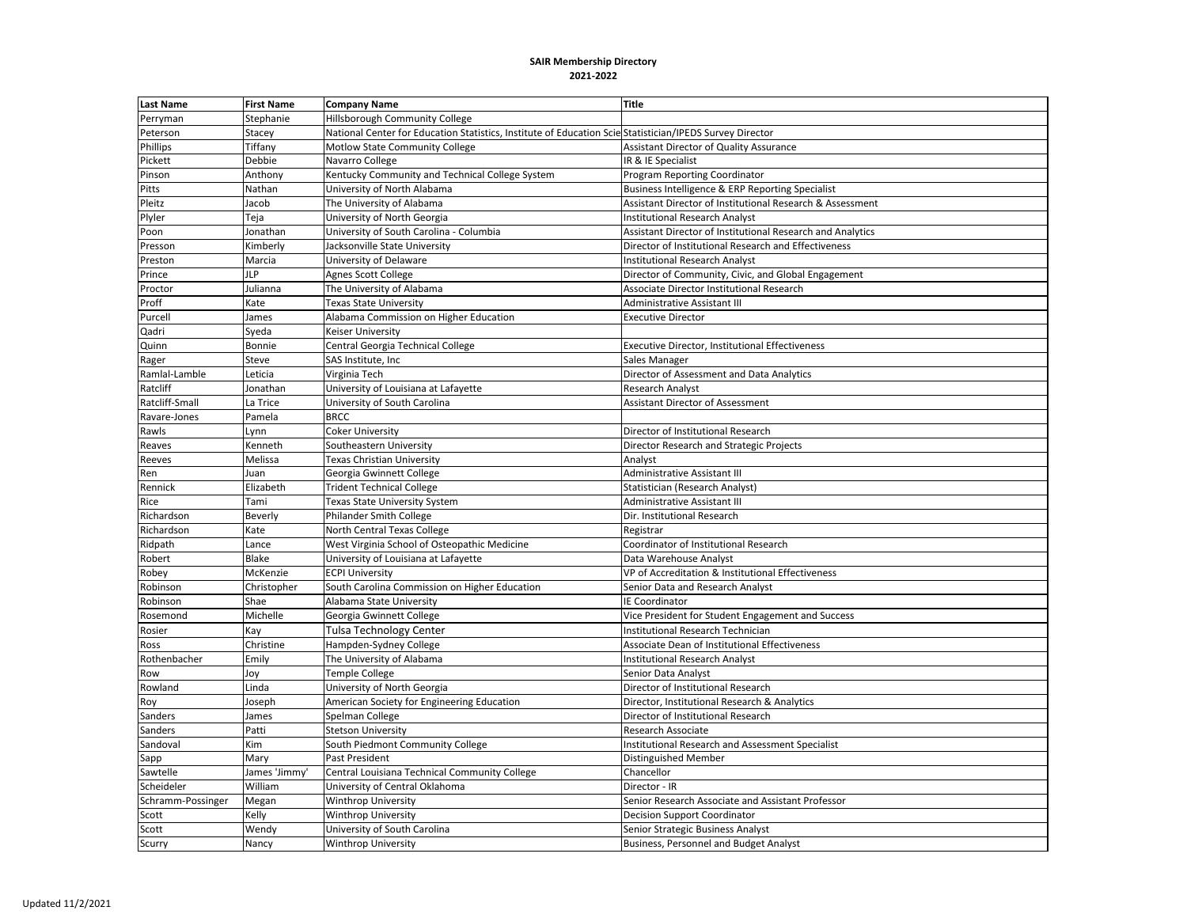**SAIR Membership Directory**
**2021-2022**

| Last Name | First Name | Company Name | Title |
|---|---|---|---|
| Perryman | Stephanie | Hillsborough Community College | |
| Peterson | Stacey | National Center for Education Statistics, Institute of Education Scie | Statistician/IPEDS Survey Director |
| Phillips | Tiffany | Motlow State Community College | Assistant Director of Quality Assurance |
| Pickett | Debbie | Navarro College | IR & IE Specialist |
| Pinson | Anthony | Kentucky Community and Technical College System | Program Reporting Coordinator |
| Pitts | Nathan | University of North Alabama | Business Intelligence & ERP Reporting Specialist |
| Pleitz | Jacob | The University of Alabama | Assistant Director of Institutional Research & Assessment |
| Plyler | Teja | University of North Georgia | Institutional Research Analyst |
| Poon | Jonathan | University of South Carolina - Columbia | Assistant Director of Institutional Research and Analytics |
| Presson | Kimberly | Jacksonville State University | Director of Institutional Research and Effectiveness |
| Preston | Marcia | University of Delaware | Institutional Research Analyst |
| Prince | JLP | Agnes Scott College | Director of Community, Civic, and Global Engagement |
| Proctor | Julianna | The University of Alabama | Associate Director Institutional Research |
| Proff | Kate | Texas State University | Administrative Assistant III |
| Purcell | James | Alabama Commission on Higher Education | Executive Director |
| Qadri | Syeda | Keiser University | |
| Quinn | Bonnie | Central Georgia Technical College | Executive Director, Institutional Effectiveness |
| Rager | Steve | SAS Institute, Inc | Sales Manager |
| Ramlal-Lamble | Leticia | Virginia Tech | Director of Assessment and Data Analytics |
| Ratcliff | Jonathan | University of Louisiana at Lafayette | Research Analyst |
| Ratcliff-Small | La Trice | University of South Carolina | Assistant Director of Assessment |
| Ravare-Jones | Pamela | BRCC | |
| Rawls | Lynn | Coker University | Director of Institutional Research |
| Reaves | Kenneth | Southeastern University | Director Research and Strategic Projects |
| Reeves | Melissa | Texas Christian University | Analyst |
| Ren | Juan | Georgia Gwinnett College | Administrative Assistant III |
| Rennick | Elizabeth | Trident Technical College | Statistician (Research Analyst) |
| Rice | Tami | Texas State University System | Administrative Assistant III |
| Richardson | Beverly | Philander Smith College | Dir. Institutional Research |
| Richardson | Kate | North Central Texas College | Registrar |
| Ridpath | Lance | West Virginia School of Osteopathic Medicine | Coordinator of Institutional Research |
| Robert | Blake | University of Louisiana at Lafayette | Data Warehouse Analyst |
| Robey | McKenzie | ECPI University | VP of Accreditation & Institutional Effectiveness |
| Robinson | Christopher | South Carolina Commission on Higher Education | Senior Data and Research Analyst |
| Robinson | Shae | Alabama State University | IE Coordinator |
| Rosemond | Michelle | Georgia Gwinnett College | Vice President for Student Engagement and Success |
| Rosier | Kay | Tulsa Technology Center | Institutional Research Technician |
| Ross | Christine | Hampden-Sydney College | Associate Dean of Institutional Effectiveness |
| Rothenbacher | Emily | The University of Alabama | Institutional Research Analyst |
| Row | Joy | Temple College | Senior Data Analyst |
| Rowland | Linda | University of North Georgia | Director of Institutional Research |
| Roy | Joseph | American Society for Engineering Education | Director, Institutional Research & Analytics |
| Sanders | James | Spelman College | Director of Institutional Research |
| Sanders | Patti | Stetson University | Research Associate |
| Sandoval | Kim | South Piedmont Community College | Institutional Research and Assessment Specialist |
| Sapp | Mary | Past President | Distinguished Member |
| Sawtelle | James 'Jimmy' | Central Louisiana Technical Community College | Chancellor |
| Scheideler | William | University of Central Oklahoma | Director - IR |
| Schramm-Possinger | Megan | Winthrop University | Senior Research Associate and Assistant Professor |
| Scott | Kelly | Winthrop University | Decision Support Coordinator |
| Scott | Wendy | University of South Carolina | Senior Strategic Business Analyst |
| Scurry | Nancy | Winthrop University | Business, Personnel and Budget Analyst |

Updated 11/2/2021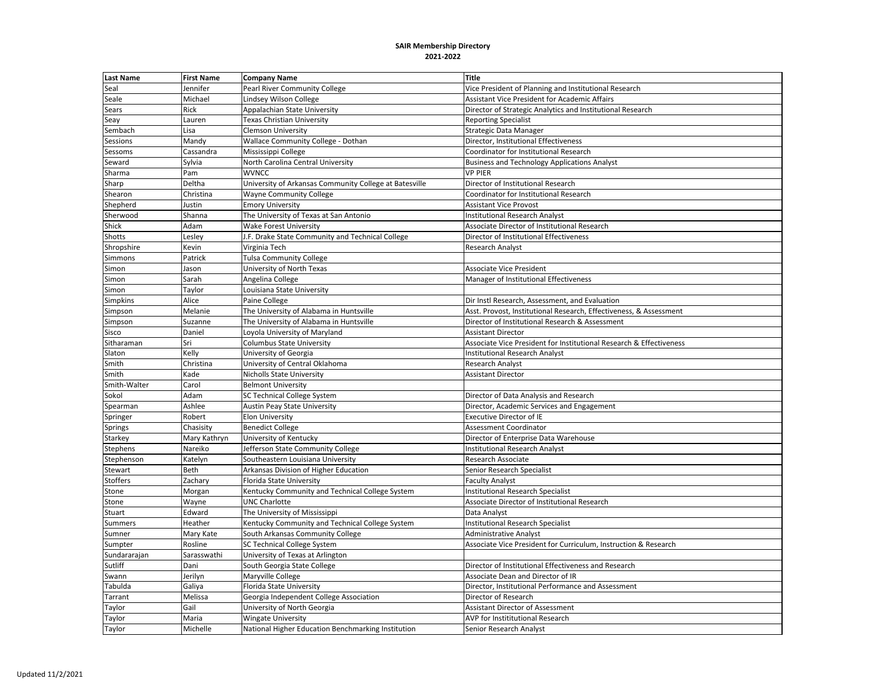**SAIR Membership Directory**
**2021-2022**

| Last Name | First Name | Company Name | Title |
|---|---|---|---|
| Seal | Jennifer | Pearl River Community College | Vice President of Planning and Institutional Research |
| Seale | Michael | Lindsey Wilson College | Assistant Vice President for Academic Affairs |
| Sears | Rick | Appalachian State University | Director of Strategic Analytics and Institutional Research |
| Seay | Lauren | Texas Christian University | Reporting Specialist |
| Sembach | Lisa | Clemson University | Strategic Data Manager |
| Sessions | Mandy | Wallace Community College - Dothan | Director, Institutional Effectiveness |
| Sessoms | Cassandra | Mississippi College | Coordinator for Institutional Research |
| Seward | Sylvia | North Carolina Central University | Business and Technology Applications Analyst |
| Sharma | Pam | WVNCC | VP PIER |
| Sharp | Deltha | University of Arkansas Community College at Batesville | Director of Institutional Research |
| Shearon | Christina | Wayne Community College | Coordinator for Institutional Research |
| Shepherd | Justin | Emory University | Assistant Vice Provost |
| Sherwood | Shanna | The University of Texas at San Antonio | Institutional Research Analyst |
| Shick | Adam | Wake Forest University | Associate Director of Institutional Research |
| Shotts | Lesley | J.F. Drake State Community and Technical College | Director of Institutional Effectiveness |
| Shropshire | Kevin | Virginia Tech | Research Analyst |
| Simmons | Patrick | Tulsa Community College | |
| Simon | Jason | University of North Texas | Associate Vice President |
| Simon | Sarah | Angelina College | Manager of Institutional Effectiveness |
| Simon | Taylor | Louisiana State University | |
| Simpkins | Alice | Paine College | Dir Instl Research, Assessment, and Evaluation |
| Simpson | Melanie | The University of Alabama in Huntsville | Asst. Provost, Institutional Research, Effectiveness, & Assessment |
| Simpson | Suzanne | The University of Alabama in Huntsville | Director of Institutional Research & Assessment |
| Sisco | Daniel | Loyola University of Maryland | Assistant Director |
| Sitharaman | Sri | Columbus State University | Associate Vice President for Institutional Research & Effectiveness |
| Slaton | Kelly | University of Georgia | Institutional Research Analyst |
| Smith | Christina | University of Central Oklahoma | Research Analyst |
| Smith | Kade | Nicholls State University | Assistant Director |
| Smith-Walter | Carol | Belmont University | |
| Sokol | Adam | SC Technical College System | Director of Data Analysis and Research |
| Spearman | Ashlee | Austin Peay State University | Director, Academic Services and Engagement |
| Springer | Robert | Elon University | Executive Director of IE |
| Springs | Chasisity | Benedict College | Assessment Coordinator |
| Starkey | Mary Kathryn | University of Kentucky | Director of Enterprise Data Warehouse |
| Stephens | Nareiko | Jefferson State Community College | Institutional Research Analyst |
| Stephenson | Katelyn | Southeastern Louisiana University | Research Associate |
| Stewart | Beth | Arkansas Division of Higher Education | Senior Research Specialist |
| Stoffers | Zachary | Florida State University | Faculty Analyst |
| Stone | Morgan | Kentucky Community and Technical College System | Institutional Research Specialist |
| Stone | Wayne | UNC Charlotte | Associate Director of Institutional Research |
| Stuart | Edward | The University of Mississippi | Data Analyst |
| Summers | Heather | Kentucky Community and Technical College System | Institutional Research Specialist |
| Sumner | Mary Kate | South Arkansas Community College | Administrative Analyst |
| Sumpter | Rosline | SC Technical College System | Associate Vice President for Curriculum, Instruction & Research |
| Sundararajan | Sarasswathi | University of Texas at Arlington | |
| Sutliff | Dani | South Georgia State College | Director of Institutional Effectiveness and Research |
| Swann | Jerilyn | Maryville College | Associate Dean and Director of IR |
| Tabulda | Galiya | Florida State University | Director, Institutional Performance and Assessment |
| Tarrant | Melissa | Georgia Independent College Association | Director of Research |
| Taylor | Gail | University of North Georgia | Assistant Director of Assessment |
| Taylor | Maria | Wingate University | AVP for Instititutional Research |
| Taylor | Michelle | National Higher Education Benchmarking Institution | Senior Research Analyst |

Updated 11/2/2021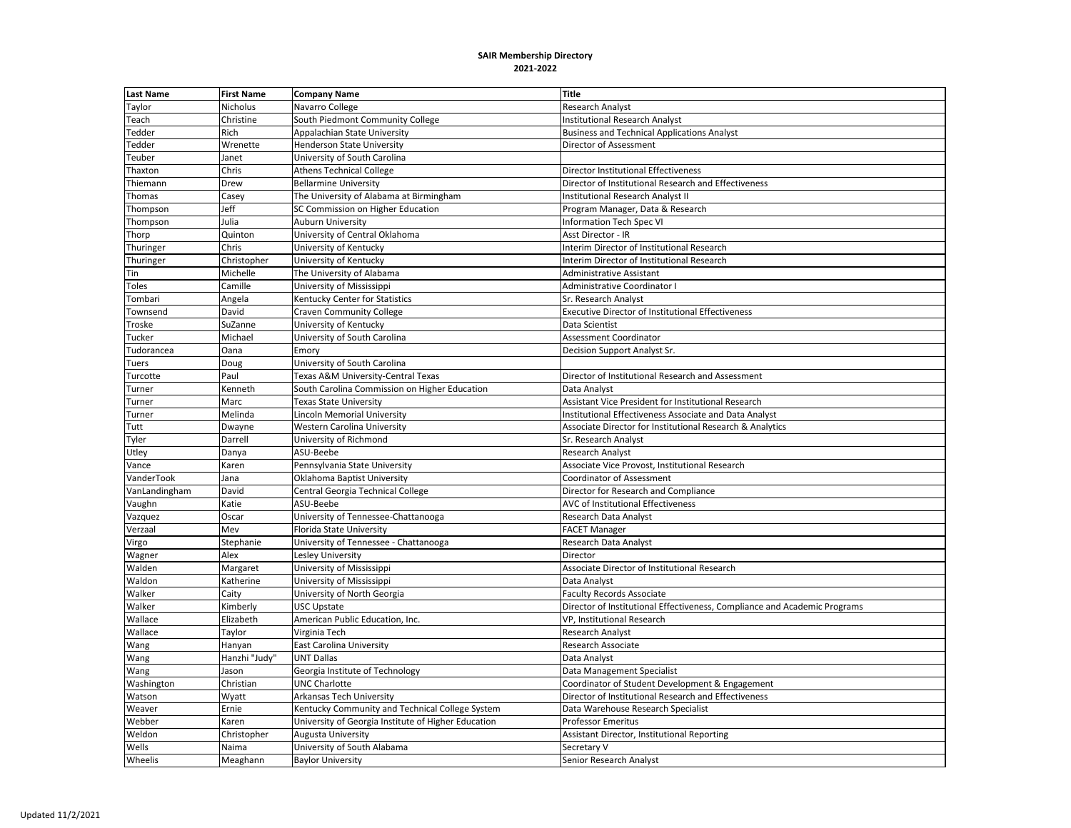**SAIR Membership Directory**
**2021-2022**

| Last Name | First Name | Company Name | Title |
|---|---|---|---|
| Taylor | Nicholus | Navarro College | Research Analyst |
| Teach | Christine | South Piedmont Community College | Institutional Research Analyst |
| Tedder | Rich | Appalachian State University | Business and Technical Applications Analyst |
| Tedder | Wrenette | Henderson State University | Director of Assessment |
| Teuber | Janet | University of South Carolina | |
| Thaxton | Chris | Athens Technical College | Director Institutional Effectiveness |
| Thiemann | Drew | Bellarmine University | Director of Institutional Research and Effectiveness |
| Thomas | Casey | The University of Alabama at Birmingham | Institutional Research Analyst II |
| Thompson | Jeff | SC Commission on Higher Education | Program Manager, Data & Research |
| Thompson | Julia | Auburn University | Information Tech Spec VI |
| Thorp | Quinton | University of Central Oklahoma | Asst Director - IR |
| Thuringer | Chris | University of Kentucky | Interim Director of Institutional Research |
| Thuringer | Christopher | University of Kentucky | Interim Director of Institutional Research |
| Tin | Michelle | The University of Alabama | Administrative Assistant |
| Toles | Camille | University of Mississippi | Administrative Coordinator I |
| Tombari | Angela | Kentucky Center for Statistics | Sr. Research Analyst |
| Townsend | David | Craven Community College | Executive Director of Institutional Effectiveness |
| Troske | SuZanne | University of Kentucky | Data Scientist |
| Tucker | Michael | University of South Carolina | Assessment Coordinator |
| Tudorancea | Oana | Emory | Decision Support Analyst Sr. |
| Tuers | Doug | University of South Carolina | |
| Turcotte | Paul | Texas A&M University-Central Texas | Director of Institutional Research and Assessment |
| Turner | Kenneth | South Carolina Commission on Higher Education | Data Analyst |
| Turner | Marc | Texas State University | Assistant Vice President for Institutional Research |
| Turner | Melinda | Lincoln Memorial University | Institutional Effectiveness Associate and Data Analyst |
| Tutt | Dwayne | Western Carolina University | Associate Director for Institutional Research & Analytics |
| Tyler | Darrell | University of Richmond | Sr. Research Analyst |
| Utley | Danya | ASU-Beebe | Research Analyst |
| Vance | Karen | Pennsylvania State University | Associate Vice Provost, Institutional Research |
| VanderTook | Jana | Oklahoma Baptist University | Coordinator of Assessment |
| VanLandingham | David | Central Georgia Technical College | Director for Research and Compliance |
| Vaughn | Katie | ASU-Beebe | AVC of Institutional Effectiveness |
| Vazquez | Oscar | University of Tennessee-Chattanooga | Research Data Analyst |
| Verzaal | Mev | Florida State University | FACET Manager |
| Virgo | Stephanie | University of Tennessee - Chattanooga | Research Data Analyst |
| Wagner | Alex | Lesley University | Director |
| Walden | Margaret | University of Mississippi | Associate Director of Institutional Research |
| Waldon | Katherine | University of Mississippi | Data Analyst |
| Walker | Caity | University of North Georgia | Faculty Records Associate |
| Walker | Kimberly | USC Upstate | Director of Institutional Effectiveness, Compliance and Academic Programs |
| Wallace | Elizabeth | American Public Education, Inc. | VP, Institutional Research |
| Wallace | Taylor | Virginia Tech | Research Analyst |
| Wang | Hanyan | East Carolina University | Research Associate |
| Wang | Hanzhi "Judy" | UNT Dallas | Data Analyst |
| Wang | Jason | Georgia Institute of Technology | Data Management Specialist |
| Washington | Christian | UNC Charlotte | Coordinator of Student Development & Engagement |
| Watson | Wyatt | Arkansas Tech University | Director of Institutional Research and Effectiveness |
| Weaver | Ernie | Kentucky Community and Technical College System | Data Warehouse Research Specialist |
| Webber | Karen | University of Georgia Institute of Higher Education | Professor Emeritus |
| Weldon | Christopher | Augusta University | Assistant Director, Institutional Reporting |
| Wells | Naima | University of South Alabama | Secretary V |
| Wheelis | Meaghann | Baylor University | Senior Research Analyst |

Updated 11/2/2021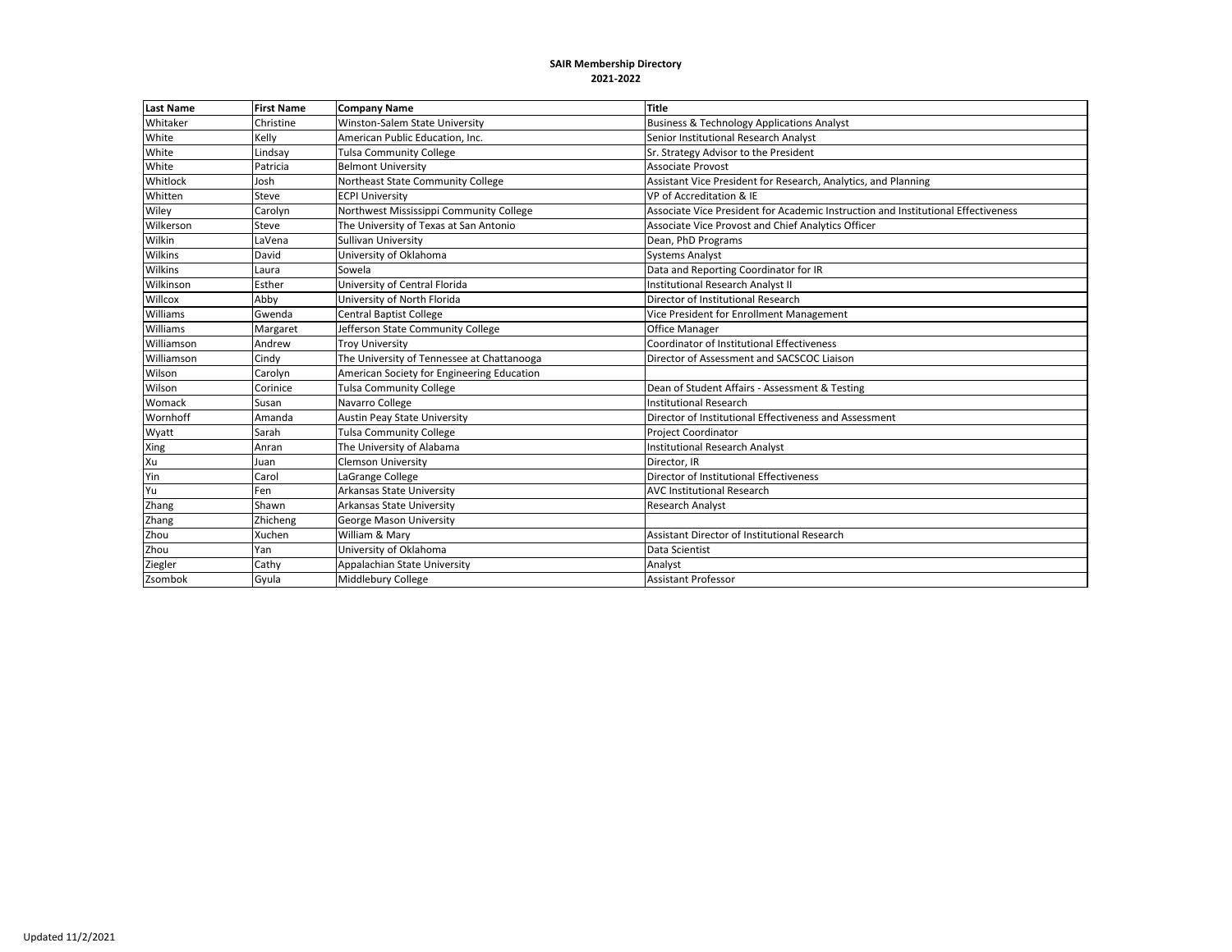**SAIR Membership Directory**
**2021-2022**

| Last Name | First Name | Company Name | Title |
|---|---|---|---|
| Whitaker | Christine | Winston-Salem State University | Business & Technology Applications Analyst |
| White | Kelly | American Public Education, Inc. | Senior Institutional Research Analyst |
| White | Lindsay | Tulsa Community College | Sr. Strategy Advisor to the President |
| White | Patricia | Belmont University | Associate Provost |
| Whitlock | Josh | Northeast State Community College | Assistant Vice President for Research, Analytics, and Planning |
| Whitten | Steve | ECPI University | VP of Accreditation & IE |
| Wiley | Carolyn | Northwest Mississippi Community College | Associate Vice President for Academic Instruction and Institutional Effectiveness |
| Wilkerson | Steve | The University of Texas at San Antonio | Associate Vice Provost and Chief Analytics Officer |
| Wilkin | LaVena | Sullivan University | Dean, PhD Programs |
| Wilkins | David | University of Oklahoma | Systems Analyst |
| Wilkins | Laura | Sowela | Data and Reporting Coordinator for IR |
| Wilkinson | Esther | University of Central Florida | Institutional Research Analyst II |
| Willcox | Abby | University of North Florida | Director of Institutional Research |
| Williams | Gwenda | Central Baptist College | Vice President for Enrollment Management |
| Williams | Margaret | Jefferson State Community College | Office Manager |
| Williamson | Andrew | Troy University | Coordinator of Institutional Effectiveness |
| Williamson | Cindy | The University of Tennessee at Chattanooga | Director of Assessment and SACSCOC Liaison |
| Wilson | Carolyn | American Society for Engineering Education | |
| Wilson | Corinice | Tulsa Community College | Dean of Student Affairs - Assessment & Testing |
| Womack | Susan | Navarro College | Institutional Research |
| Wornhoff | Amanda | Austin Peay State University | Director of Institutional Effectiveness and Assessment |
| Wyatt | Sarah | Tulsa Community College | Project Coordinator |
| Xing | Anran | The University of Alabama | Institutional Research Analyst |
| Xu | Juan | Clemson University | Director, IR |
| Yin | Carol | LaGrange College | Director of Institutional Effectiveness |
| Yu | Fen | Arkansas State University | AVC Institutional Research |
| Zhang | Shawn | Arkansas State University | Research Analyst |
| Zhang | Zhicheng | George Mason University | |
| Zhou | Xuchen | William & Mary | Assistant Director of Institutional Research |
| Zhou | Yan | University of Oklahoma | Data Scientist |
| Ziegler | Cathy | Appalachian State University | Analyst |
| Zsombok | Gyula | Middlebury College | Assistant Professor |

Updated 11/2/2021